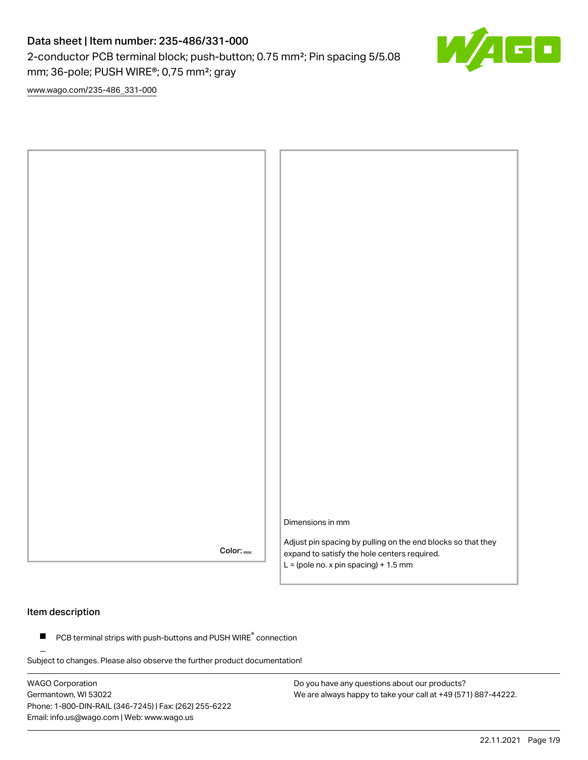# Data sheet | Item number: 235-486/331-000

2-conductor PCB terminal block; push-button; 0.75 mm²; Pin spacing 5/5.08 mm; 36-pole; PUSH WIRE®; 0,75 mm²; gray

www.wago.com/235-486_331-000

Color:

Dimensions in mm

Adjust pin spacing by pulling on the end blocks so that they expand to satisfy the hole centers required.
L = (pole no. x pin spacing) + 1.5 mm

## Item description

- PCB terminal strips with push-buttons and PUSH WIRE® connection

Subject to changes. Please also observe the further product documentation!

WAGO Corporation
Germantown, WI 53022
Phone: 1-800-DIN-RAIL (346-7245) | Fax: (262) 255-6222
Email: info.us@wago.com | Web: www.wago.us

Do you have any questions about our products?
We are always happy to take your call at +49 (571) 887-44222.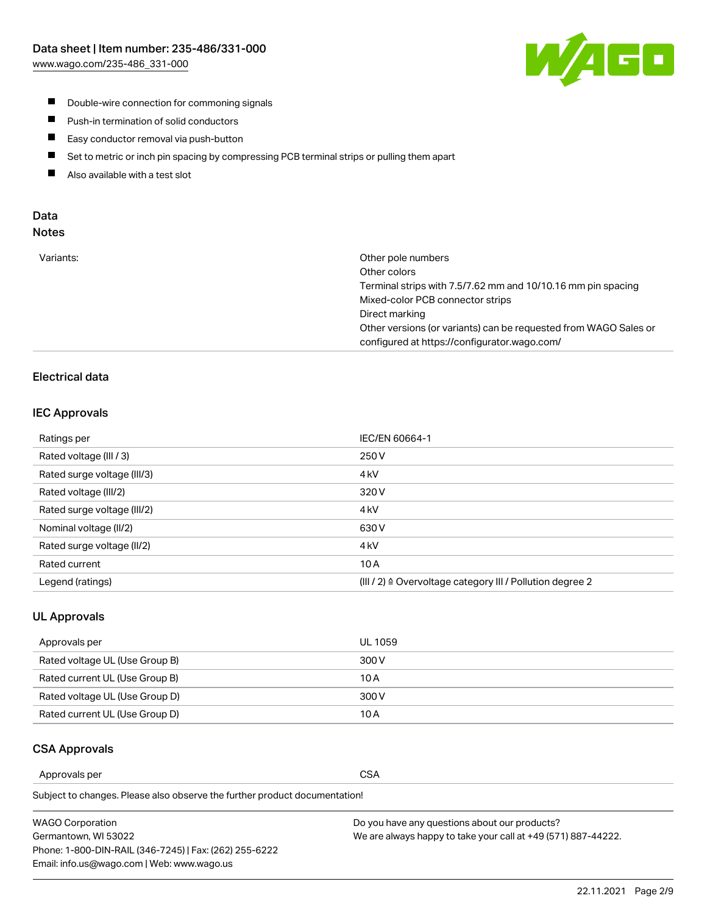- Double-wire connection for commoning signals
- Push-in termination of solid conductors
- Easy conductor removal via push-button
- Set to metric or inch pin spacing by compressing PCB terminal strips or pulling them apart
- Also available with a test slot

## Data
### Notes

| | |
|---|---|
| Variants: | Other pole numbers<br>Other colors<br>Terminal strips with 7.5/7.62 mm and 10/10.16 mm pin spacing<br>Mixed-color PCB connector strips<br>Direct marking<br>Other versions (or variants) can be requested from WAGO Sales or configured at https://configurator.wago.com/ |

## Electrical data

### IEC Approvals

| | |
|---|---|
| Ratings per | IEC/EN 60664-1 |
| Rated voltage (III / 3) | 250 V |
| Rated surge voltage (III/3) | 4 kV |
| Rated voltage (III/2) | 320 V |
| Rated surge voltage (III/2) | 4 kV |
| Nominal voltage (II/2) | 630 V |
| Rated surge voltage (II/2) | 4 kV |
| Rated current | 10 A |
| Legend (ratings) | (III / 2) ≙ Overvoltage category III / Pollution degree 2 |

### UL Approvals

| | |
|---|---|
| Approvals per | UL 1059 |
| Rated voltage UL (Use Group B) | 300 V |
| Rated current UL (Use Group B) | 10 A |
| Rated voltage UL (Use Group D) | 300 V |
| Rated current UL (Use Group D) | 10 A |

### CSA Approvals

| | |
|---|---|
| Approvals per | CSA |

Subject to changes. Please also observe the further product documentation!

WAGO Corporation
Germantown, WI 53022
Phone: 1-800-DIN-RAIL (346-7245) | Fax: (262) 255-6222
Email: info.us@wago.com | Web: www.wago.us

Do you have any questions about our products?
We are always happy to take your call at +49 (571) 887-44222.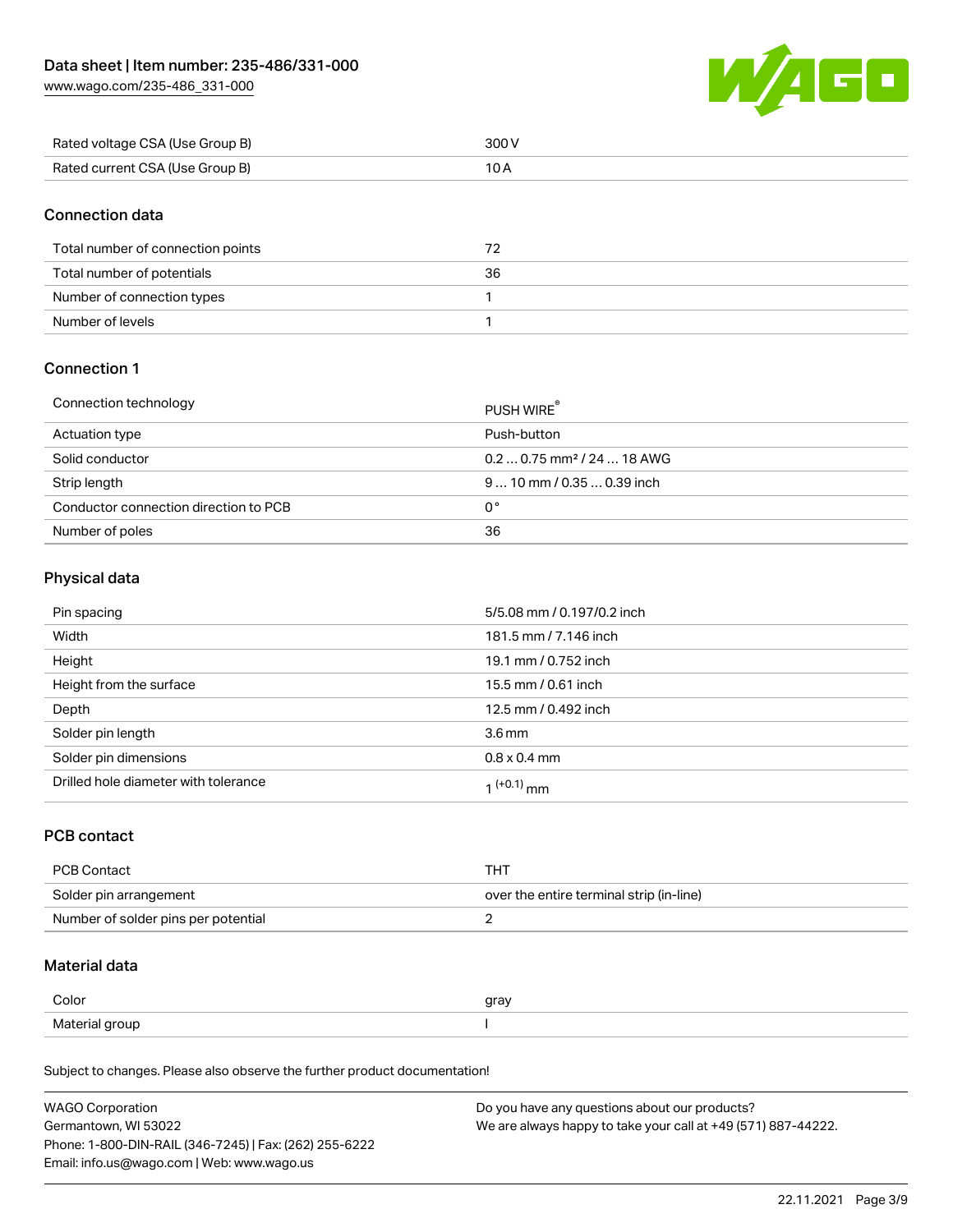| | |
|---|---|
| Rated voltage CSA (Use Group B) | 300 V |
| Rated current CSA (Use Group B) | 10 A |

## Connection data

| | |
|---|---|
| Total number of connection points | 72 |
| Total number of potentials | 36 |
| Number of connection types | 1 |
| Number of levels | 1 |

## Connection 1

| | |
|---|---|
| Connection technology | PUSH WIRE® |
| Actuation type | Push-button |
| Solid conductor | 0.2 … 0.75 mm² / 24 … 18 AWG |
| Strip length | 9 … 10 mm / 0.35 … 0.39 inch |
| Conductor connection direction to PCB | 0° |
| Number of poles | 36 |

## Physical data

| | |
|---|---|
| Pin spacing | 5/5.08 mm / 0.197/0.2 inch |
| Width | 181.5 mm / 7.146 inch |
| Height | 19.1 mm / 0.752 inch |
| Height from the surface | 15.5 mm / 0.61 inch |
| Depth | 12.5 mm / 0.492 inch |
| Solder pin length | 3.6 mm |
| Solder pin dimensions | 0.8 x 0.4 mm |
| Drilled hole diameter with tolerance | $1^{(+0.1)}$ mm |

## PCB contact

| | |
|---|---|
| PCB Contact | THT |
| Solder pin arrangement | over the entire terminal strip (in-line) |
| Number of solder pins per potential | 2 |

## Material data

| | |
|---|---|
| Color | gray |
| Material group | I |

Subject to changes. Please also observe the further product documentation!

WAGO Corporation
Germantown, WI 53022
Phone: 1-800-DIN-RAIL (346-7245) | Fax: (262) 255-6222
Email: info.us@wago.com | Web: www.wago.us

Do you have any questions about our products?
We are always happy to take your call at +49 (571) 887-44222.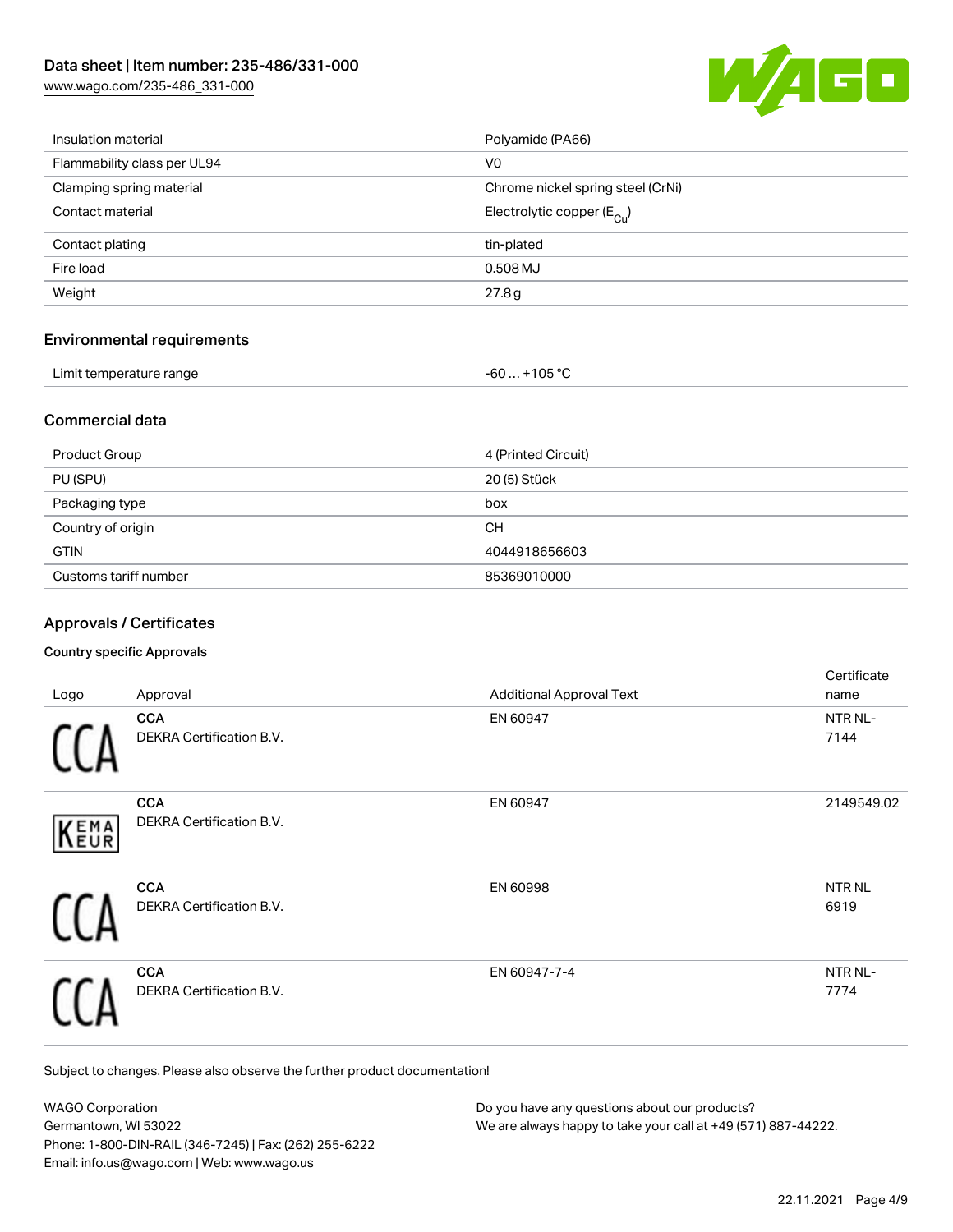| | |
|---|---|
| Insulation material | Polyamide (PA66) |
| Flammability class per UL94 | V0 |
| Clamping spring material | Chrome nickel spring steel (CrNi) |
| Contact material | Electrolytic copper ($E_{Cu}$) |
| Contact plating | tin-plated |
| Fire load | 0.508 MJ |
| Weight | 27.8 g |

## Environmental requirements

| | |
|---|---|
| Limit temperature range | -60 … +105 °C |

## Commercial data

| | |
|---|---|
| Product Group | 4 (Printed Circuit) |
| PU (SPU) | 20 (5) Stück |
| Packaging type | box |
| Country of origin | CH |
| GTIN | 4044918656603 |
| Customs tariff number | 85369010000 |

## Approvals / Certificates

### Country specific Approvals

| Logo | Approval | Additional Approval Text | Certificate name |
|---|---|---|---|
| | **CCA** DEKRA Certification B.V. | EN 60947 | NTR NL-7144 |
| | **CCA** DEKRA Certification B.V. | EN 60947 | 2149549.02 |
| | **CCA** DEKRA Certification B.V. | EN 60998 | NTR NL 6919 |
| | **CCA** DEKRA Certification B.V. | EN 60947-7-4 | NTR NL-7774 |

Subject to changes. Please also observe the further product documentation!

WAGO Corporation
Germantown, WI 53022
Phone: 1-800-DIN-RAIL (346-7245) | Fax: (262) 255-6222
Email: info.us@wago.com | Web: www.wago.us

Do you have any questions about our products?
We are always happy to take your call at +49 (571) 887-44222.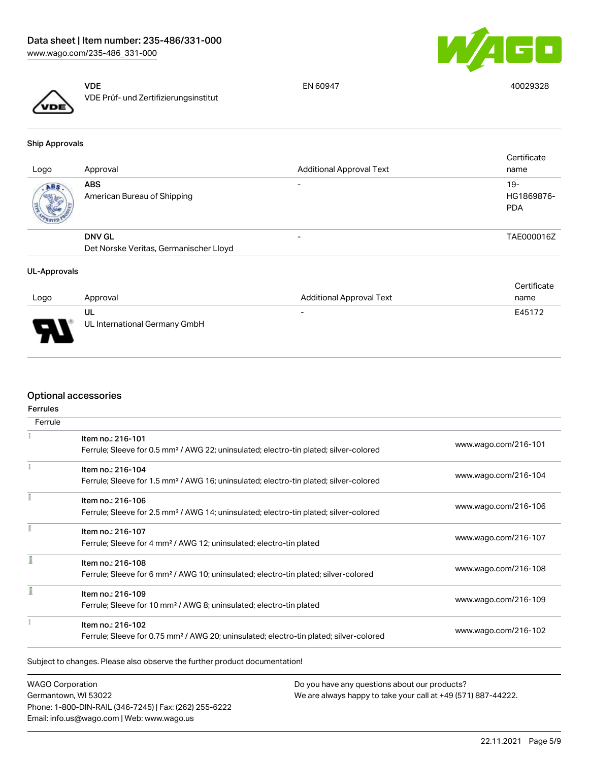| Logo | Approval | Additional Approval Text | Certificate name |
| --- | --- | --- | --- |
| | **VDE**<br>VDE Prüf- und Zertifizierungsinstitut | EN 60947 | 40029328 |

### Ship Approvals

| Logo | Approval | Additional Approval Text | Certificate name |
| --- | --- | --- | --- |
| | **ABS**<br>American Bureau of Shipping | - | 19-HG1869876-PDA |
| | **DNV GL**<br>Det Norske Veritas, Germanischer Lloyd | - | TAE000016Z |

### UL-Approvals

| Logo | Approval | Additional Approval Text | Certificate name |
| --- | --- | --- | --- |
| | **UL**<br>UL International Germany GmbH | - | E45172 |

## Optional accessories

### Ferrules

| Ferrule | | |
| --- | --- | --- |
| | Item no.: 216-101<br>Ferrule; Sleeve for 0.5 mm² / AWG 22; uninsulated; electro-tin plated; silver-colored | www.wago.com/216-101 |
| | Item no.: 216-104<br>Ferrule; Sleeve for 1.5 mm² / AWG 16; uninsulated; electro-tin plated; silver-colored | www.wago.com/216-104 |
| | Item no.: 216-106<br>Ferrule; Sleeve for 2.5 mm² / AWG 14; uninsulated; electro-tin plated; silver-colored | www.wago.com/216-106 |
| | Item no.: 216-107<br>Ferrule; Sleeve for 4 mm² / AWG 12; uninsulated; electro-tin plated | www.wago.com/216-107 |
| | Item no.: 216-108<br>Ferrule; Sleeve for 6 mm² / AWG 10; uninsulated; electro-tin plated; silver-colored | www.wago.com/216-108 |
| | Item no.: 216-109<br>Ferrule; Sleeve for 10 mm² / AWG 8; uninsulated; electro-tin plated | www.wago.com/216-109 |
| | Item no.: 216-102<br>Ferrule; Sleeve for 0.75 mm² / AWG 20; uninsulated; electro-tin plated; silver-colored | www.wago.com/216-102 |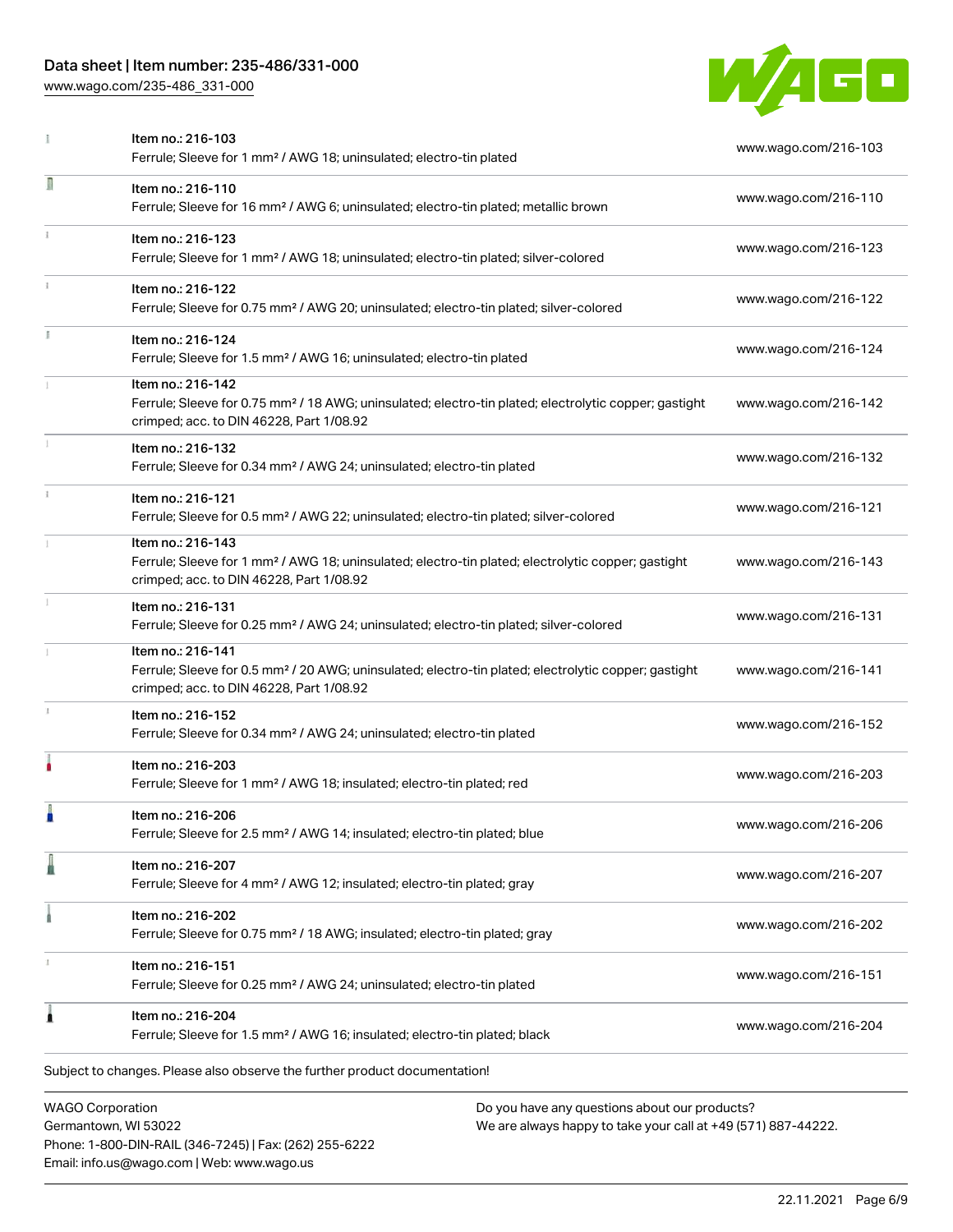| | | |
|---|---|---|
| | Item no.: 216-103<br>Ferrule; Sleeve for 1 mm² / AWG 18; uninsulated; electro-tin plated | www.wago.com/216-103 |
| | Item no.: 216-110<br>Ferrule; Sleeve for 16 mm² / AWG 6; uninsulated; electro-tin plated; metallic brown | www.wago.com/216-110 |
| | Item no.: 216-123<br>Ferrule; Sleeve for 1 mm² / AWG 18; uninsulated; electro-tin plated; silver-colored | www.wago.com/216-123 |
| | Item no.: 216-122<br>Ferrule; Sleeve for 0.75 mm² / AWG 20; uninsulated; electro-tin plated; silver-colored | www.wago.com/216-122 |
| | Item no.: 216-124<br>Ferrule; Sleeve for 1.5 mm² / AWG 16; uninsulated; electro-tin plated | www.wago.com/216-124 |
| | Item no.: 216-142<br>Ferrule; Sleeve for 0.75 mm² / 18 AWG; uninsulated; electro-tin plated; electrolytic copper; gastight crimped; acc. to DIN 46228, Part 1/08.92 | www.wago.com/216-142 |
| | Item no.: 216-132<br>Ferrule; Sleeve for 0.34 mm² / AWG 24; uninsulated; electro-tin plated | www.wago.com/216-132 |
| | Item no.: 216-121<br>Ferrule; Sleeve for 0.5 mm² / AWG 22; uninsulated; electro-tin plated; silver-colored | www.wago.com/216-121 |
| | Item no.: 216-143<br>Ferrule; Sleeve for 1 mm² / AWG 18; uninsulated; electro-tin plated; electrolytic copper; gastight crimped; acc. to DIN 46228, Part 1/08.92 | www.wago.com/216-143 |
| | Item no.: 216-131<br>Ferrule; Sleeve for 0.25 mm² / AWG 24; uninsulated; electro-tin plated; silver-colored | www.wago.com/216-131 |
| | Item no.: 216-141<br>Ferrule; Sleeve for 0.5 mm² / 20 AWG; uninsulated; electro-tin plated; electrolytic copper; gastight crimped; acc. to DIN 46228, Part 1/08.92 | www.wago.com/216-141 |
| | Item no.: 216-152<br>Ferrule; Sleeve for 0.34 mm² / AWG 24; uninsulated; electro-tin plated | www.wago.com/216-152 |
| | Item no.: 216-203<br>Ferrule; Sleeve for 1 mm² / AWG 18; insulated; electro-tin plated; red | www.wago.com/216-203 |
| | Item no.: 216-206<br>Ferrule; Sleeve for 2.5 mm² / AWG 14; insulated; electro-tin plated; blue | www.wago.com/216-206 |
| | Item no.: 216-207<br>Ferrule; Sleeve for 4 mm² / AWG 12; insulated; electro-tin plated; gray | www.wago.com/216-207 |
| | Item no.: 216-202<br>Ferrule; Sleeve for 0.75 mm² / 18 AWG; insulated; electro-tin plated; gray | www.wago.com/216-202 |
| | Item no.: 216-151<br>Ferrule; Sleeve for 0.25 mm² / AWG 24; uninsulated; electro-tin plated | www.wago.com/216-151 |
| | Item no.: 216-204<br>Ferrule; Sleeve for 1.5 mm² / AWG 16; insulated; electro-tin plated; black | www.wago.com/216-204 |

Subject to changes. Please also observe the further product documentation!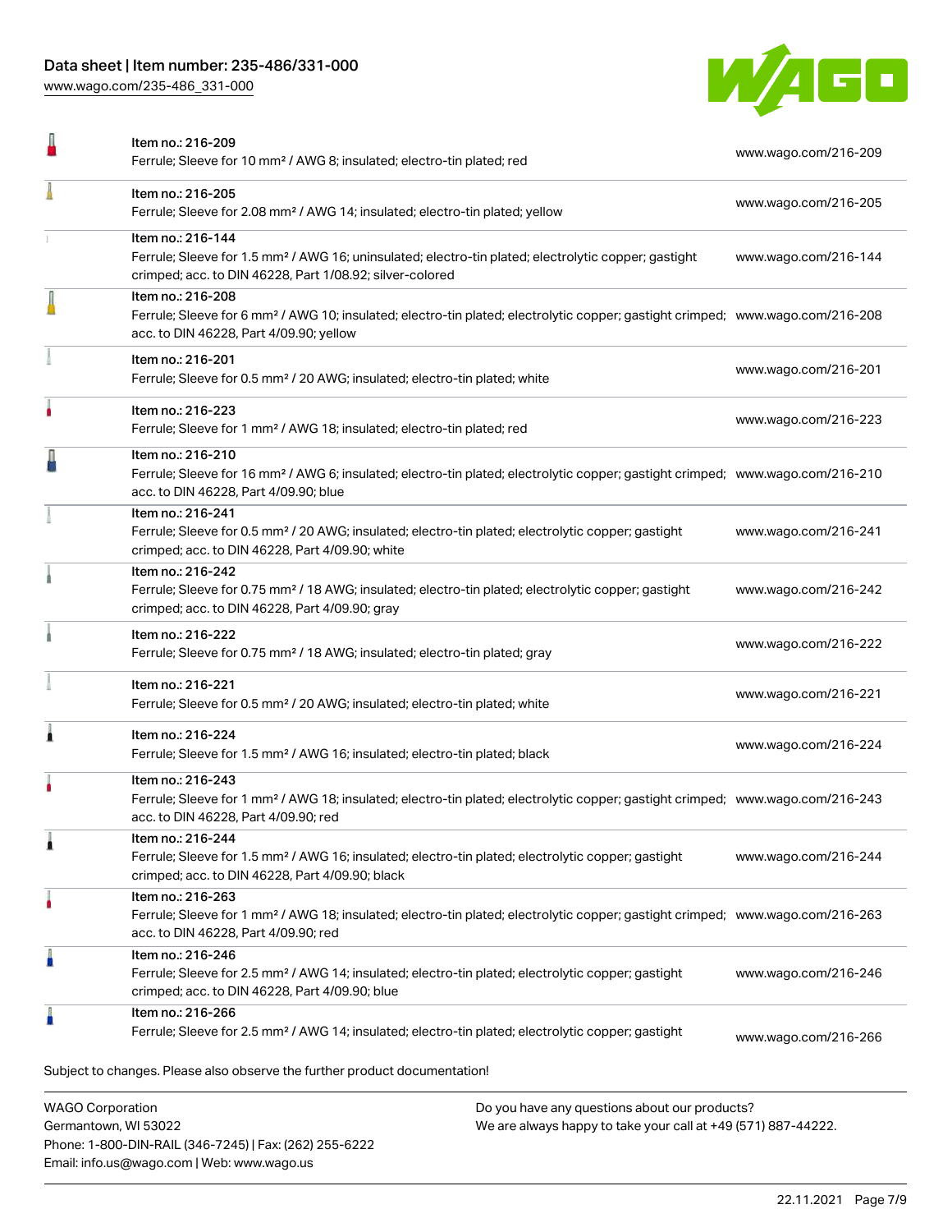| Item | Description | Link |
|---|---|---|
| Item no.: 216-209 | Ferrule; Sleeve for 10 mm² / AWG 8; insulated; electro-tin plated; red | www.wago.com/216-209 |
| Item no.: 216-205 | Ferrule; Sleeve for 2.08 mm² / AWG 14; insulated; electro-tin plated; yellow | www.wago.com/216-205 |
| Item no.: 216-144 | Ferrule; Sleeve for 1.5 mm² / AWG 16; uninsulated; electro-tin plated; electrolytic copper; gastight crimped; acc. to DIN 46228, Part 1/08.92; silver-colored | www.wago.com/216-144 |
| Item no.: 216-208 | Ferrule; Sleeve for 6 mm² / AWG 10; insulated; electro-tin plated; electrolytic copper; gastight crimped; acc. to DIN 46228, Part 4/09.90; yellow | www.wago.com/216-208 |
| Item no.: 216-201 | Ferrule; Sleeve for 0.5 mm² / 20 AWG; insulated; electro-tin plated; white | www.wago.com/216-201 |
| Item no.: 216-223 | Ferrule; Sleeve for 1 mm² / AWG 18; insulated; electro-tin plated; red | www.wago.com/216-223 |
| Item no.: 216-210 | Ferrule; Sleeve for 16 mm² / AWG 6; insulated; electro-tin plated; electrolytic copper; gastight crimped; acc. to DIN 46228, Part 4/09.90; blue | www.wago.com/216-210 |
| Item no.: 216-241 | Ferrule; Sleeve for 0.5 mm² / 20 AWG; insulated; electro-tin plated; electrolytic copper; gastight crimped; acc. to DIN 46228, Part 4/09.90; white | www.wago.com/216-241 |
| Item no.: 216-242 | Ferrule; Sleeve for 0.75 mm² / 18 AWG; insulated; electro-tin plated; electrolytic copper; gastight crimped; acc. to DIN 46228, Part 4/09.90; gray | www.wago.com/216-242 |
| Item no.: 216-222 | Ferrule; Sleeve for 0.75 mm² / 18 AWG; insulated; electro-tin plated; gray | www.wago.com/216-222 |
| Item no.: 216-221 | Ferrule; Sleeve for 0.5 mm² / 20 AWG; insulated; electro-tin plated; white | www.wago.com/216-221 |
| Item no.: 216-224 | Ferrule; Sleeve for 1.5 mm² / AWG 16; insulated; electro-tin plated; black | www.wago.com/216-224 |
| Item no.: 216-243 | Ferrule; Sleeve for 1 mm² / AWG 18; insulated; electro-tin plated; electrolytic copper; gastight crimped; acc. to DIN 46228, Part 4/09.90; red | www.wago.com/216-243 |
| Item no.: 216-244 | Ferrule; Sleeve for 1.5 mm² / AWG 16; insulated; electro-tin plated; electrolytic copper; gastight crimped; acc. to DIN 46228, Part 4/09.90; black | www.wago.com/216-244 |
| Item no.: 216-263 | Ferrule; Sleeve for 1 mm² / AWG 18; insulated; electro-tin plated; electrolytic copper; gastight crimped; acc. to DIN 46228, Part 4/09.90; red | www.wago.com/216-263 |
| Item no.: 216-246 | Ferrule; Sleeve for 2.5 mm² / AWG 14; insulated; electro-tin plated; electrolytic copper; gastight crimped; acc. to DIN 46228, Part 4/09.90; blue | www.wago.com/216-246 |
| Item no.: 216-266 | Ferrule; Sleeve for 2.5 mm² / AWG 14; insulated; electro-tin plated; electrolytic copper; gastight | www.wago.com/216-266 |

Subject to changes. Please also observe the further product documentation!

WAGO Corporation
Germantown, WI 53022
Phone: 1-800-DIN-RAIL (346-7245) | Fax: (262) 255-6222
Email: info.us@wago.com | Web: www.wago.us

Do you have any questions about our products?
We are always happy to take your call at +49 (571) 887-44222.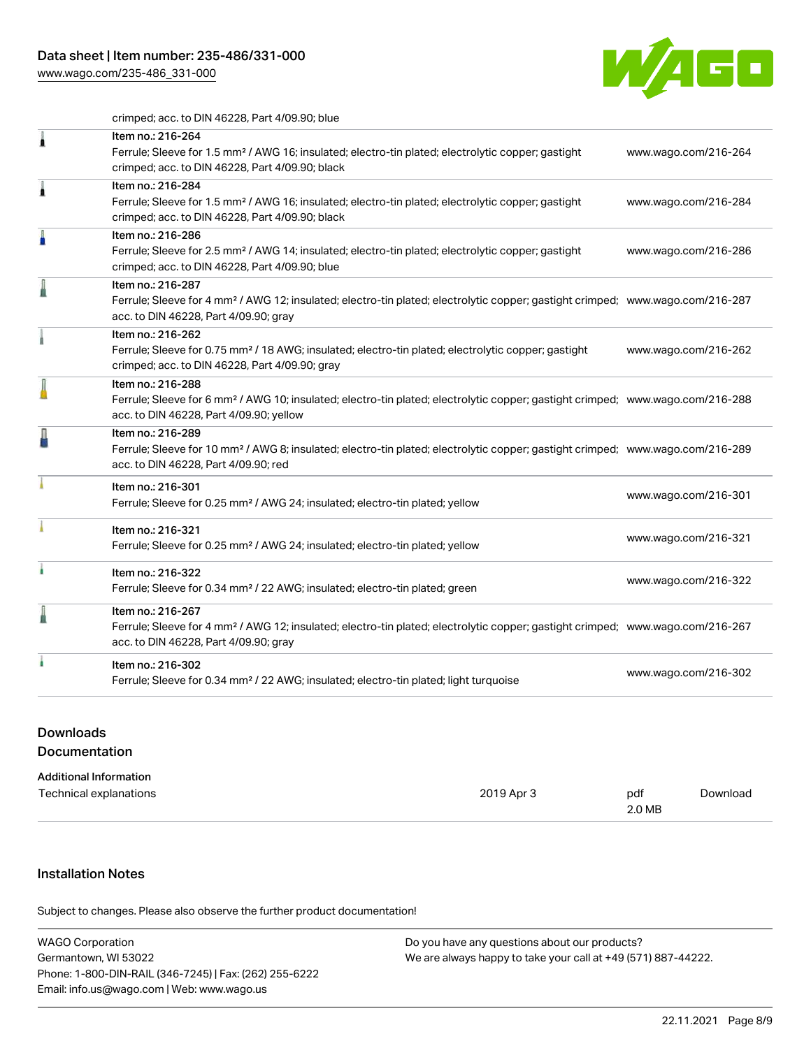crimped; acc. to DIN 46228, Part 4/09.90; blue

| | | |
|---|---|---|
| | Item no.: 216-264<br>Ferrule; Sleeve for 1.5 mm² / AWG 16; insulated; electro-tin plated; electrolytic copper; gastight crimped; acc. to DIN 46228, Part 4/09.90; black | www.wago.com/216-264 |
| | Item no.: 216-284<br>Ferrule; Sleeve for 1.5 mm² / AWG 16; insulated; electro-tin plated; electrolytic copper; gastight crimped; acc. to DIN 46228, Part 4/09.90; black | www.wago.com/216-284 |
| | Item no.: 216-286<br>Ferrule; Sleeve for 2.5 mm² / AWG 14; insulated; electro-tin plated; electrolytic copper; gastight crimped; acc. to DIN 46228, Part 4/09.90; blue | www.wago.com/216-286 |
| | Item no.: 216-287<br>Ferrule; Sleeve for 4 mm² / AWG 12; insulated; electro-tin plated; electrolytic copper; gastight crimped; acc. to DIN 46228, Part 4/09.90; gray | www.wago.com/216-287 |
| | Item no.: 216-262<br>Ferrule; Sleeve for 0.75 mm² / 18 AWG; insulated; electro-tin plated; electrolytic copper; gastight crimped; acc. to DIN 46228, Part 4/09.90; gray | www.wago.com/216-262 |
| | Item no.: 216-288<br>Ferrule; Sleeve for 6 mm² / AWG 10; insulated; electro-tin plated; electrolytic copper; gastight crimped; acc. to DIN 46228, Part 4/09.90; yellow | www.wago.com/216-288 |
| | Item no.: 216-289<br>Ferrule; Sleeve for 10 mm² / AWG 8; insulated; electro-tin plated; electrolytic copper; gastight crimped; acc. to DIN 46228, Part 4/09.90; red | www.wago.com/216-289 |
| | Item no.: 216-301<br>Ferrule; Sleeve for 0.25 mm² / AWG 24; insulated; electro-tin plated; yellow | www.wago.com/216-301 |
| | Item no.: 216-321<br>Ferrule; Sleeve for 0.25 mm² / AWG 24; insulated; electro-tin plated; yellow | www.wago.com/216-321 |
| | Item no.: 216-322<br>Ferrule; Sleeve for 0.34 mm² / 22 AWG; insulated; electro-tin plated; green | www.wago.com/216-322 |
| | Item no.: 216-267<br>Ferrule; Sleeve for 4 mm² / AWG 12; insulated; electro-tin plated; electrolytic copper; gastight crimped; acc. to DIN 46228, Part 4/09.90; gray | www.wago.com/216-267 |
| | Item no.: 216-302<br>Ferrule; Sleeve for 0.34 mm² / 22 AWG; insulated; electro-tin plated; light turquoise | www.wago.com/216-302 |

## Downloads

### Documentation

**Additional Information**

| | | | |
|---|---|---|---|
| Technical explanations | 2019 Apr 3 | pdf<br>2.0 MB | Download |

## Installation Notes

Subject to changes. Please also observe the further product documentation!

WAGO Corporation
Germantown, WI 53022
Phone: 1-800-DIN-RAIL (346-7245) | Fax: (262) 255-6222
Email: info.us@wago.com | Web: www.wago.us

Do you have any questions about our products?
We are always happy to take your call at +49 (571) 887-44222.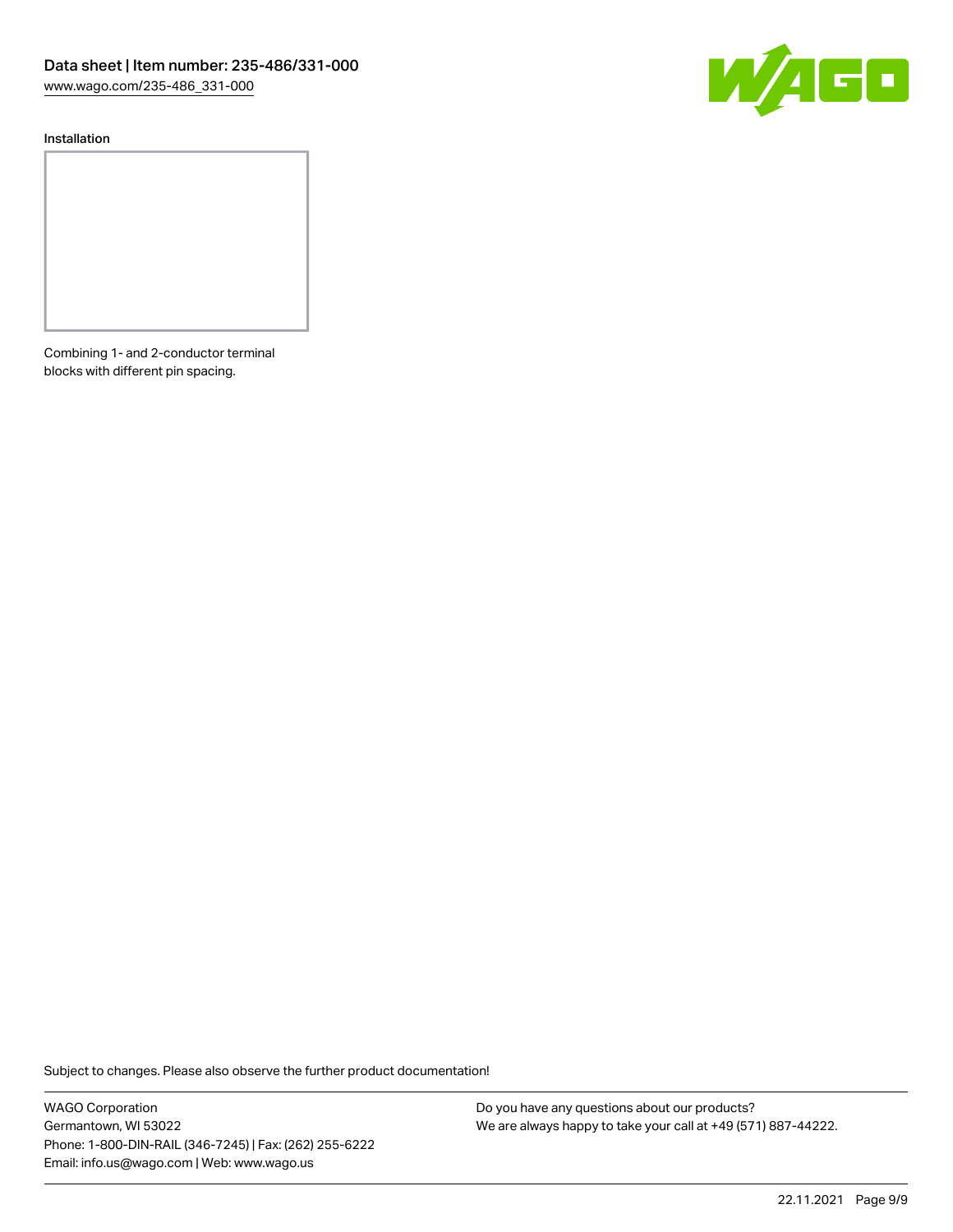Installation

Combining 1- and 2-conductor terminal blocks with different pin spacing.

Subject to changes. Please also observe the further product documentation!

WAGO Corporation
Germantown, WI 53022
Phone: 1-800-DIN-RAIL (346-7245) | Fax: (262) 255-6222
Email: info.us@wago.com | Web: www.wago.us

Do you have any questions about our products?
We are always happy to take your call at +49 (571) 887-44222.